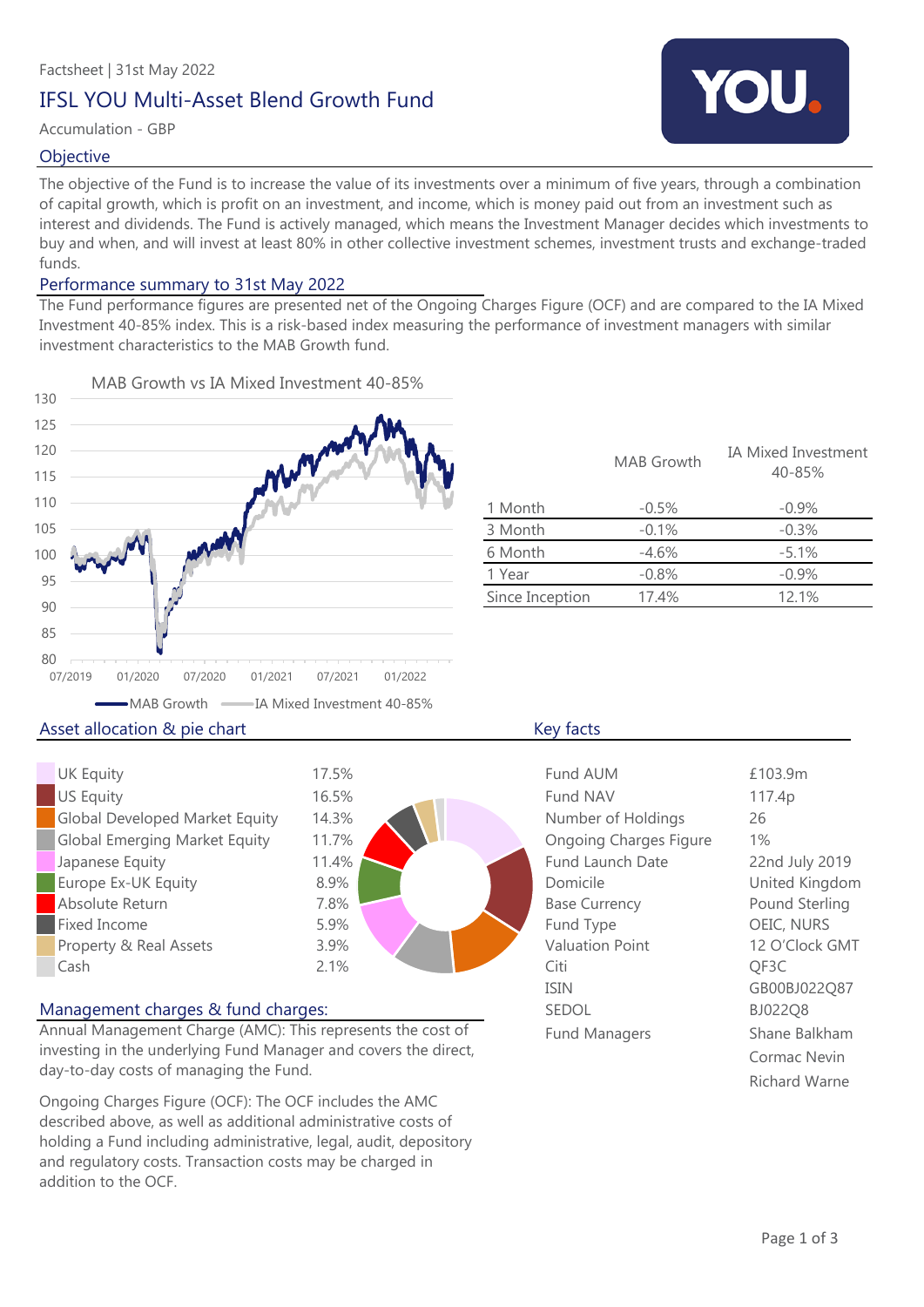Factsheet | 31st May 2022

# IFSL YOU Multi-Asset Blend Growth Fund

Accumulation - GBP

## Objective

The objective of the Fund is to increase the value of its investments over a minimum of five years, through a combination of capital growth, which is profit on an investment, and income, which is money paid out from an investment such as interest and dividends. The Fund is actively managed, which means the Investment Manager decides which investments to buy and when, and will invest at least 80% in other collective investment schemes, investment trusts and exchange-traded funds.

## Performance summary to 31st May 2022

The Fund performance figures are presented net of the Ongoing Charges Figure (OCF) and are compared to the IA Mixed Investment 40-85% index. This is a risk-based index measuring the performance of investment managers with similar investment characteristics to the MAB Growth fund.

MAB Growth vs IA Mixed Investment 40-85%

|  | MAB Growth | IA Mixed Investment 40-85% |
|---|---|---|
| 1 Month | -0.5% | -0.9% |
| 3 Month | -0.1% | -0.3% |
| 6 Month | -4.6% | -5.1% |
| 1 Year | -0.8% | -0.9% |
| Since Inception | 17.4% | 12.1% |

## Asset allocation & pie chart

| Asset | Allocation |
|---|---|
| UK Equity | 17.5% |
| US Equity | 16.5% |
| Global Developed Market Equity | 14.3% |
| Global Emerging Market Equity | 11.7% |
| Japanese Equity | 11.4% |
| Europe Ex-UK Equity | 8.9% |
| Absolute Return | 7.8% |
| Fixed Income | 5.9% |
| Property & Real Assets | 3.9% |
| Cash | 2.1% |

## Key facts

| | |
|---|---|
| Fund AUM | £103.9m |
| Fund NAV | 117.4p |
| Number of Holdings | 26 |
| Ongoing Charges Figure | 1% |
| Fund Launch Date | 22nd July 2019 |
| Domicile | United Kingdom |
| Base Currency | Pound Sterling |
| Fund Type | OEIC, NURS |
| Valuation Point | 12 O'Clock GMT |
| Citi | QF3C |
| ISIN | GB00BJ022Q87 |
| SEDOL | BJ022Q8 |
| Fund Managers | Shane Balkham<br>Cormac Nevin<br>Richard Warne |

## Management charges & fund charges:

Annual Management Charge (AMC): This represents the cost of investing in the underlying Fund Manager and covers the direct, day-to-day costs of managing the Fund.

Ongoing Charges Figure (OCF): The OCF includes the AMC described above, as well as additional administrative costs of holding a Fund including administrative, legal, audit, depository and regulatory costs. Transaction costs may be charged in addition to the OCF.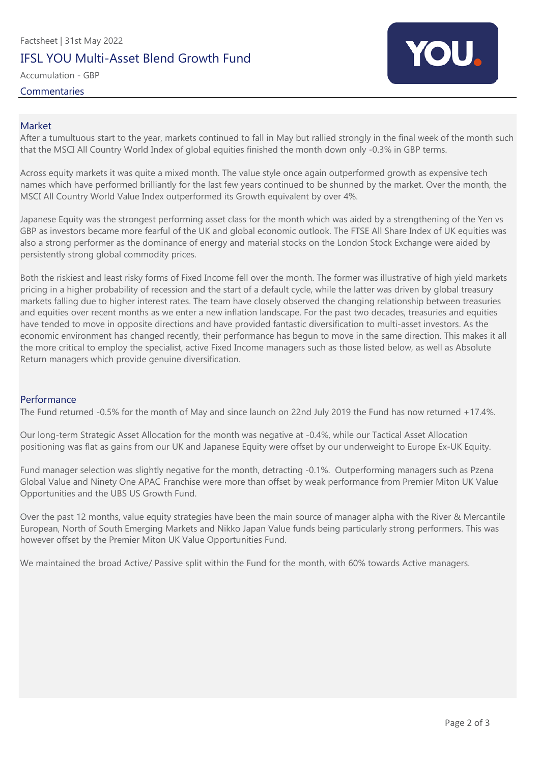Factsheet | 31st May 2022

# IFSL YOU Multi-Asset Blend Growth Fund

Accumulation - GBP

## Commentaries

### Market

After a tumultuous start to the year, markets continued to fall in May but rallied strongly in the final week of the month such that the MSCI All Country World Index of global equities finished the month down only -0.3% in GBP terms.

Across equity markets it was quite a mixed month. The value style once again outperformed growth as expensive tech names which have performed brilliantly for the last few years continued to be shunned by the market. Over the month, the MSCI All Country World Value Index outperformed its Growth equivalent by over 4%.

Japanese Equity was the strongest performing asset class for the month which was aided by a strengthening of the Yen vs GBP as investors became more fearful of the UK and global economic outlook. The FTSE All Share Index of UK equities was also a strong performer as the dominance of energy and material stocks on the London Stock Exchange were aided by persistently strong global commodity prices.

Both the riskiest and least risky forms of Fixed Income fell over the month. The former was illustrative of high yield markets pricing in a higher probability of recession and the start of a default cycle, while the latter was driven by global treasury markets falling due to higher interest rates. The team have closely observed the changing relationship between treasuries and equities over recent months as we enter a new inflation landscape. For the past two decades, treasuries and equities have tended to move in opposite directions and have provided fantastic diversification to multi-asset investors. As the economic environment has changed recently, their performance has begun to move in the same direction. This makes it all the more critical to employ the specialist, active Fixed Income managers such as those listed below, as well as Absolute Return managers which provide genuine diversification.

### Performance

The Fund returned -0.5% for the month of May and since launch on 22nd July 2019 the Fund has now returned +17.4%.

Our long-term Strategic Asset Allocation for the month was negative at -0.4%, while our Tactical Asset Allocation positioning was flat as gains from our UK and Japanese Equity were offset by our underweight to Europe Ex-UK Equity.

Fund manager selection was slightly negative for the month, detracting -0.1%. Outperforming managers such as Pzena Global Value and Ninety One APAC Franchise were more than offset by weak performance from Premier Miton UK Value Opportunities and the UBS US Growth Fund.

Over the past 12 months, value equity strategies have been the main source of manager alpha with the River & Mercantile European, North of South Emerging Markets and Nikko Japan Value funds being particularly strong performers. This was however offset by the Premier Miton UK Value Opportunities Fund.

We maintained the broad Active/ Passive split within the Fund for the month, with 60% towards Active managers.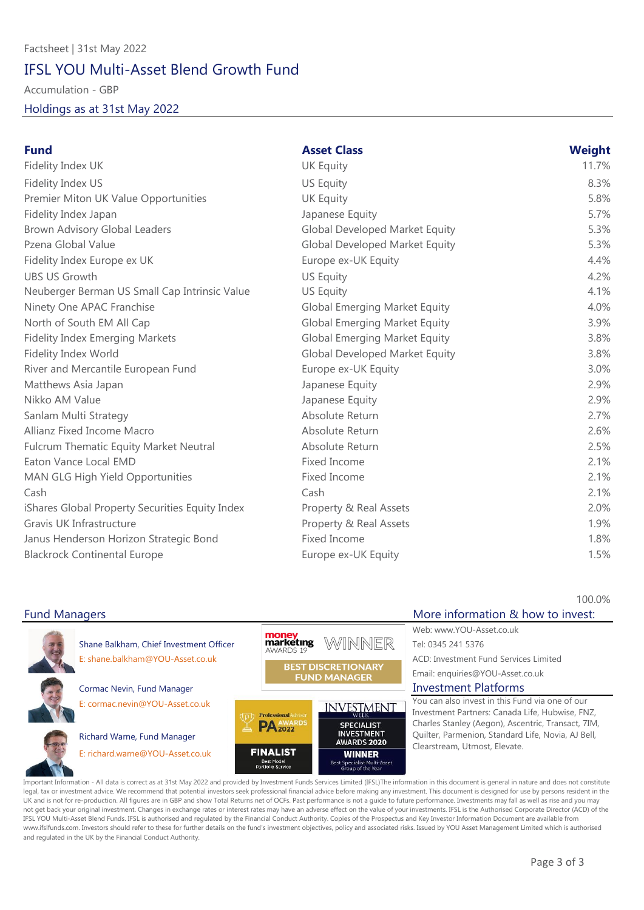Factsheet | 31st May 2022

# IFSL YOU Multi-Asset Blend Growth Fund

Accumulation - GBP

## Holdings as at 31st May 2022

| Fund | Asset Class | Weight |
|---|---|---|
| Fidelity Index UK | UK Equity | 11.7% |
| Fidelity Index US | US Equity | 8.3% |
| Premier Miton UK Value Opportunities | UK Equity | 5.8% |
| Fidelity Index Japan | Japanese Equity | 5.7% |
| Brown Advisory Global Leaders | Global Developed Market Equity | 5.3% |
| Pzena Global Value | Global Developed Market Equity | 5.3% |
| Fidelity Index Europe ex UK | Europe ex-UK Equity | 4.4% |
| UBS US Growth | US Equity | 4.2% |
| Neuberger Berman US Small Cap Intrinsic Value | US Equity | 4.1% |
| Ninety One APAC Franchise | Global Emerging Market Equity | 4.0% |
| North of South EM All Cap | Global Emerging Market Equity | 3.9% |
| Fidelity Index Emerging Markets | Global Emerging Market Equity | 3.8% |
| Fidelity Index World | Global Developed Market Equity | 3.8% |
| River and Mercantile European Fund | Europe ex-UK Equity | 3.0% |
| Matthews Asia Japan | Japanese Equity | 2.9% |
| Nikko AM Value | Japanese Equity | 2.9% |
| Sanlam Multi Strategy | Absolute Return | 2.7% |
| Allianz Fixed Income Macro | Absolute Return | 2.6% |
| Fulcrum Thematic Equity Market Neutral | Absolute Return | 2.5% |
| Eaton Vance Local EMD | Fixed Income | 2.1% |
| MAN GLG High Yield Opportunities | Fixed Income | 2.1% |
| Cash | Cash | 2.1% |
| iShares Global Property Securities Equity Index | Property & Real Assets | 2.0% |
| Gravis UK Infrastructure | Property & Real Assets | 1.9% |
| Janus Henderson Horizon Strategic Bond | Fixed Income | 1.8% |
| Blackrock Continental Europe | Europe ex-UK Equity | 1.5% |
| | | 100.0% |

## Fund Managers

Shane Balkham, Chief Investment Officer
E: shane.balkham@YOU-Asset.co.uk

Cormac Nevin, Fund Manager
E: cormac.nevin@YOU-Asset.co.uk

Richard Warne, Fund Manager
E: richard.warne@YOU-Asset.co.uk

money marketing AWARDS 19 WINNER
BEST DISCRETIONARY FUND MANAGER

Professional Adviser PA AWARDS 2022
FINALIST
Best Model Portfolio Service

INVESTMENT WEEK
SPECIALIST INVESTMENT AWARDS 2020
WINNER
Best Specialist Multi-Asset Group of the Year

## More information & how to invest:

Web: www.YOU-Asset.co.uk

Tel: 0345 241 5376

ACD: Investment Fund Services Limited

Email: enquiries@YOU-Asset.co.uk

## Investment Platforms

You can also invest in this Fund via one of our Investment Partners: Canada Life, Hubwise, FNZ, Charles Stanley (Aegon), Ascentric, Transact, 7IM, Quilter, Parmenion, Standard Life, Novia, AJ Bell, Clearstream, Utmost, Elevate.

Important Information - All data is correct as at 31st May 2022 and provided by Investment Funds Services Limited (IFSL)The information in this document is general in nature and does not constitute legal, tax or investment advice. We recommend that potential investors seek professional financial advice before making any investment. This document is designed for use by persons resident in the UK and is not for re-production. All figures are in GBP and show Total Returns net of OCFs. Past performance is not a guide to future performance. Investments may fall as well as rise and you may not get back your original investment. Changes in exchange rates or interest rates may have an adverse effect on the value of your investments. IFSL is the Authorised Corporate Director (ACD) of the IFSL YOU Multi-Asset Blend Funds. IFSL is authorised and regulated by the Financial Conduct Authority. Copies of the Prospectus and Key Investor Information Document are available from www.ifslfunds.com. Investors should refer to these for further details on the fund's investment objectives, policy and associated risks. Issued by YOU Asset Management Limited which is authorised and regulated in the UK by the Financial Conduct Authority.